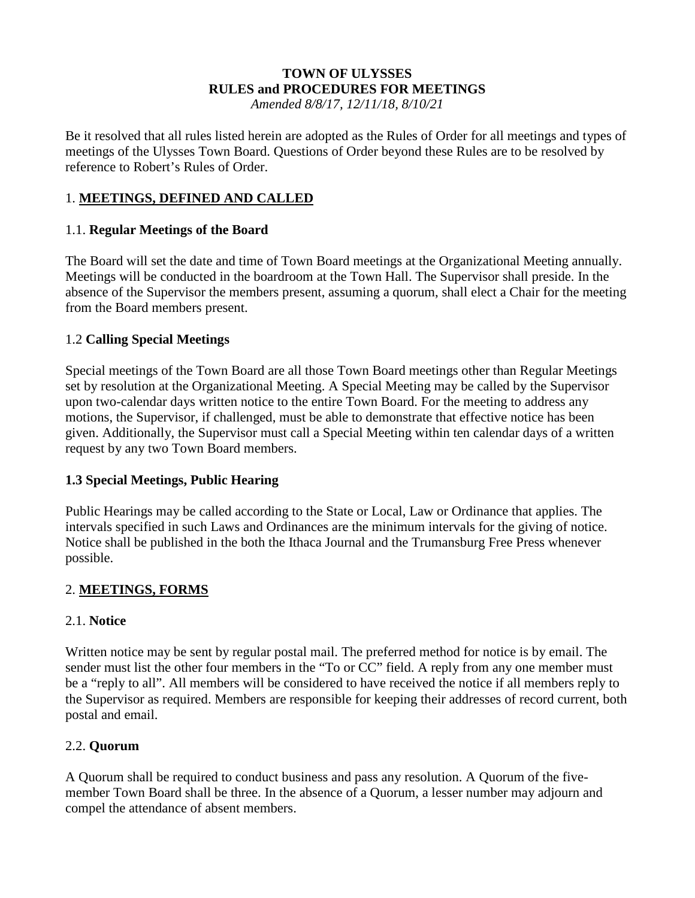# TOWN OF ULYSSES
# RULES and PROCEDURES FOR MEETINGS

*Amended 8/8/17, 12/11/18, 8/10/21*

Be it resolved that all rules listed herein are adopted as the Rules of Order for all meetings and types of meetings of the Ulysses Town Board. Questions of Order beyond these Rules are to be resolved by reference to Robert's Rules of Order.

## 1. **MEETINGS, DEFINED AND CALLED**

### 1.1. **Regular Meetings of the Board**

The Board will set the date and time of Town Board meetings at the Organizational Meeting annually. Meetings will be conducted in the boardroom at the Town Hall. The Supervisor shall preside. In the absence of the Supervisor the members present, assuming a quorum, shall elect a Chair for the meeting from the Board members present.

### 1.2 **Calling Special Meetings**

Special meetings of the Town Board are all those Town Board meetings other than Regular Meetings set by resolution at the Organizational Meeting. A Special Meeting may be called by the Supervisor upon two-calendar days written notice to the entire Town Board. For the meeting to address any motions, the Supervisor, if challenged, must be able to demonstrate that effective notice has been given. Additionally, the Supervisor must call a Special Meeting within ten calendar days of a written request by any two Town Board members.

### **1.3 Special Meetings, Public Hearing**

Public Hearings may be called according to the State or Local, Law or Ordinance that applies. The intervals specified in such Laws and Ordinances are the minimum intervals for the giving of notice. Notice shall be published in the both the Ithaca Journal and the Trumansburg Free Press whenever possible.

## 2. **MEETINGS, FORMS**

### 2.1. **Notice**

Written notice may be sent by regular postal mail. The preferred method for notice is by email. The sender must list the other four members in the "To or CC" field. A reply from any one member must be a "reply to all". All members will be considered to have received the notice if all members reply to the Supervisor as required. Members are responsible for keeping their addresses of record current, both postal and email.

### 2.2. **Quorum**

A Quorum shall be required to conduct business and pass any resolution. A Quorum of the five-member Town Board shall be three. In the absence of a Quorum, a lesser number may adjourn and compel the attendance of absent members.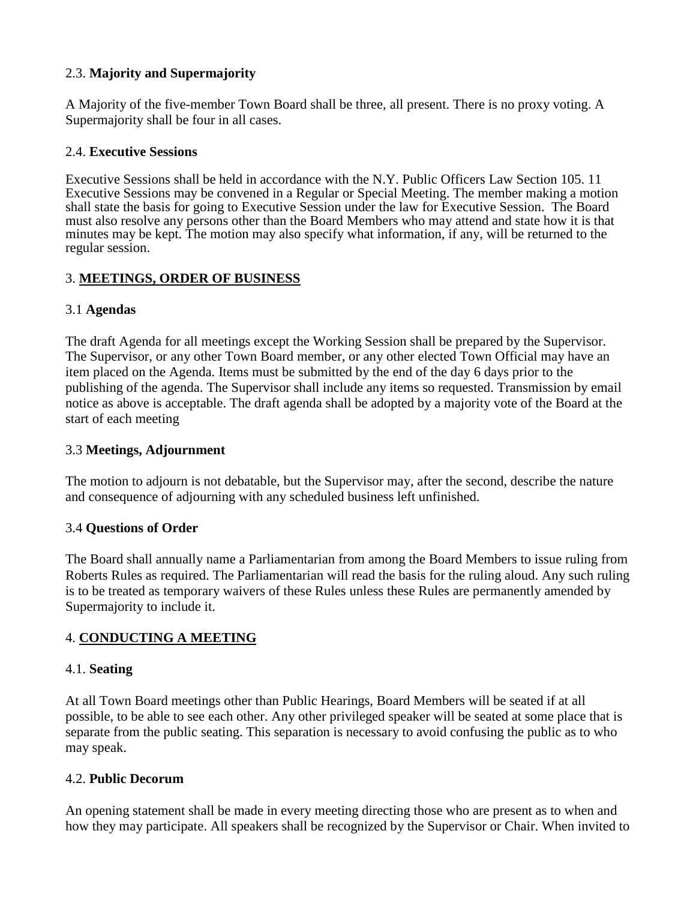2.3. **Majority and Supermajority**

A Majority of the five-member Town Board shall be three, all present. There is no proxy voting. A Supermajority shall be four in all cases.

2.4. **Executive Sessions**

Executive Sessions shall be held in accordance with the N.Y. Public Officers Law Section 105. 11 Executive Sessions may be convened in a Regular or Special Meeting. The member making a motion shall state the basis for going to Executive Session under the law for Executive Session. The Board must also resolve any persons other than the Board Members who may attend and state how it is that minutes may be kept. The motion may also specify what information, if any, will be returned to the regular session.

3. **MEETINGS, ORDER OF BUSINESS**

3.1 **Agendas**

The draft Agenda for all meetings except the Working Session shall be prepared by the Supervisor. The Supervisor, or any other Town Board member, or any other elected Town Official may have an item placed on the Agenda. Items must be submitted by the end of the day 6 days prior to the publishing of the agenda. The Supervisor shall include any items so requested. Transmission by email notice as above is acceptable. The draft agenda shall be adopted by a majority vote of the Board at the start of each meeting

3.3 **Meetings, Adjournment**

The motion to adjourn is not debatable, but the Supervisor may, after the second, describe the nature and consequence of adjourning with any scheduled business left unfinished.

3.4 **Questions of Order**

The Board shall annually name a Parliamentarian from among the Board Members to issue ruling from Roberts Rules as required. The Parliamentarian will read the basis for the ruling aloud. Any such ruling is to be treated as temporary waivers of these Rules unless these Rules are permanently amended by Supermajority to include it.

4. **CONDUCTING A MEETING**

4.1. **Seating**

At all Town Board meetings other than Public Hearings, Board Members will be seated if at all possible, to be able to see each other. Any other privileged speaker will be seated at some place that is separate from the public seating. This separation is necessary to avoid confusing the public as to who may speak.

4.2. **Public Decorum**

An opening statement shall be made in every meeting directing those who are present as to when and how they may participate. All speakers shall be recognized by the Supervisor or Chair. When invited to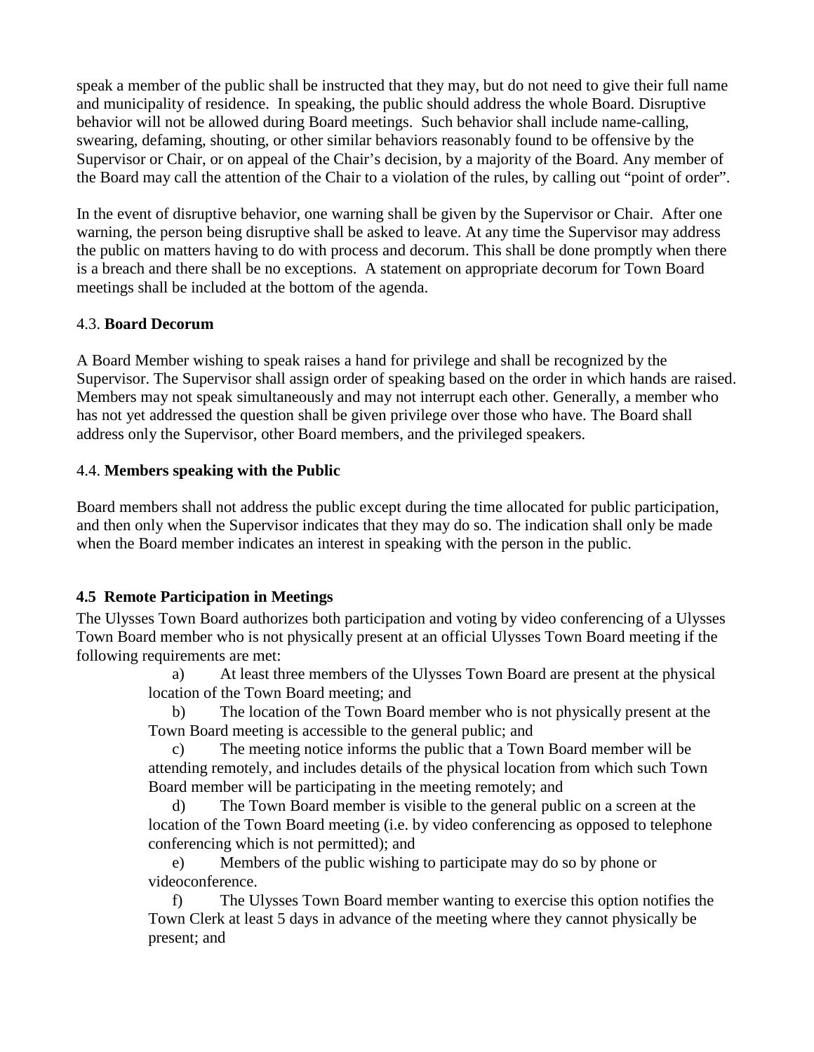speak a member of the public shall be instructed that they may, but do not need to give their full name and municipality of residence. In speaking, the public should address the whole Board. Disruptive behavior will not be allowed during Board meetings. Such behavior shall include name-calling, swearing, defaming, shouting, or other similar behaviors reasonably found to be offensive by the Supervisor or Chair, or on appeal of the Chair's decision, by a majority of the Board. Any member of the Board may call the attention of the Chair to a violation of the rules, by calling out "point of order".

In the event of disruptive behavior, one warning shall be given by the Supervisor or Chair. After one warning, the person being disruptive shall be asked to leave. At any time the Supervisor may address the public on matters having to do with process and decorum. This shall be done promptly when there is a breach and there shall be no exceptions. A statement on appropriate decorum for Town Board meetings shall be included at the bottom of the agenda.

4.3. **Board Decorum**

A Board Member wishing to speak raises a hand for privilege and shall be recognized by the Supervisor. The Supervisor shall assign order of speaking based on the order in which hands are raised. Members may not speak simultaneously and may not interrupt each other. Generally, a member who has not yet addressed the question shall be given privilege over those who have. The Board shall address only the Supervisor, other Board members, and the privileged speakers.

4.4. **Members speaking with the Public**

Board members shall not address the public except during the time allocated for public participation, and then only when the Supervisor indicates that they may do so. The indication shall only be made when the Board member indicates an interest in speaking with the person in the public.

**4.5 Remote Participation in Meetings**

The Ulysses Town Board authorizes both participation and voting by video conferencing of a Ulysses Town Board member who is not physically present at an official Ulysses Town Board meeting if the following requirements are met:

a) At least three members of the Ulysses Town Board are present at the physical location of the Town Board meeting; and

b) The location of the Town Board member who is not physically present at the Town Board meeting is accessible to the general public; and

c) The meeting notice informs the public that a Town Board member will be attending remotely, and includes details of the physical location from which such Town Board member will be participating in the meeting remotely; and

d) The Town Board member is visible to the general public on a screen at the location of the Town Board meeting (i.e. by video conferencing as opposed to telephone conferencing which is not permitted); and

e) Members of the public wishing to participate may do so by phone or videoconference.

f) The Ulysses Town Board member wanting to exercise this option notifies the Town Clerk at least 5 days in advance of the meeting where they cannot physically be present; and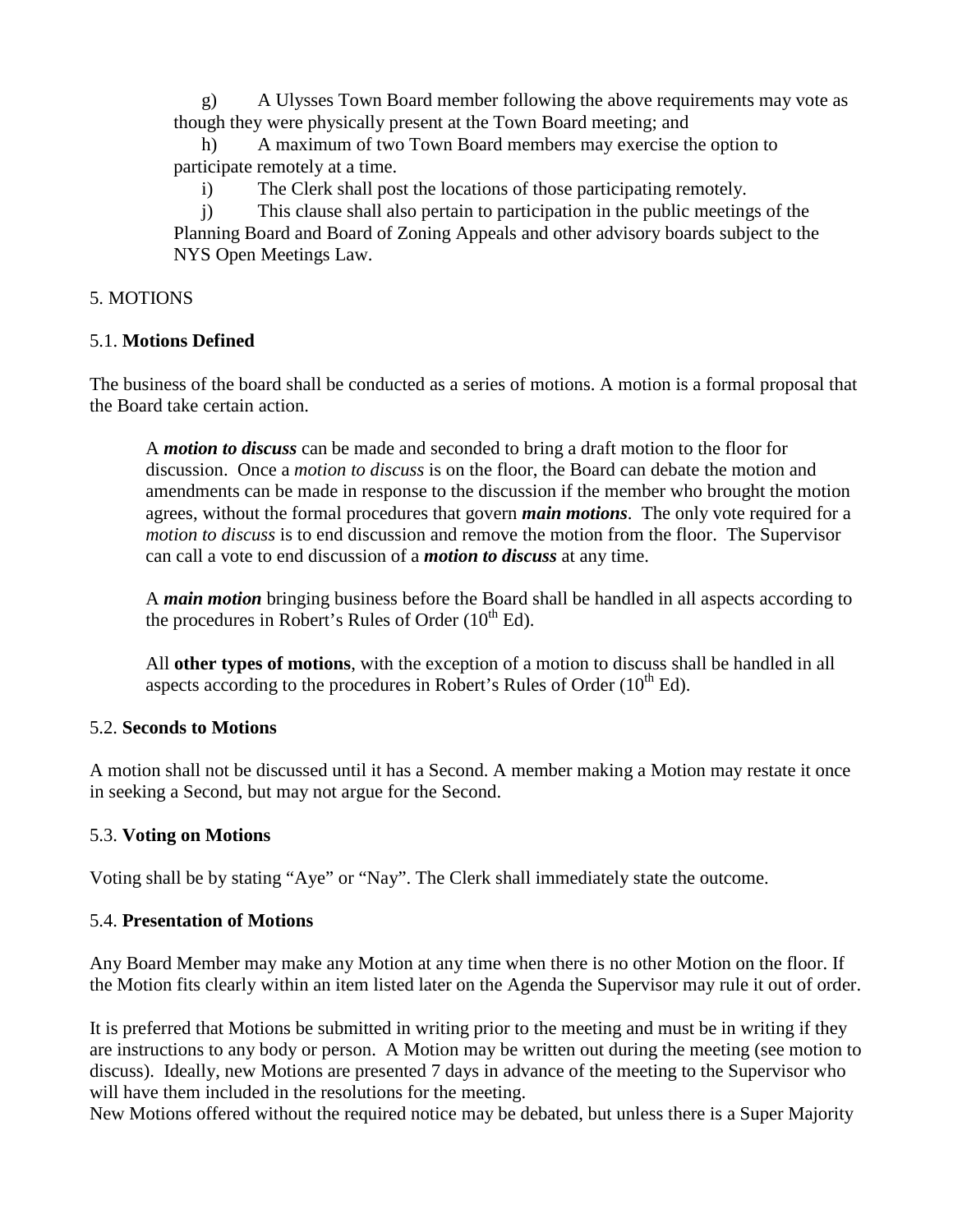g) A Ulysses Town Board member following the above requirements may vote as though they were physically present at the Town Board meeting; and

h) A maximum of two Town Board members may exercise the option to participate remotely at a time.

i) The Clerk shall post the locations of those participating remotely.

j) This clause shall also pertain to participation in the public meetings of the Planning Board and Board of Zoning Appeals and other advisory boards subject to the NYS Open Meetings Law.

## 5. MOTIONS

### 5.1. **Motions Defined**

The business of the board shall be conducted as a series of motions. A motion is a formal proposal that the Board take certain action.

> A ***motion to discuss*** can be made and seconded to bring a draft motion to the floor for discussion. Once a *motion to discuss* is on the floor, the Board can debate the motion and amendments can be made in response to the discussion if the member who brought the motion agrees, without the formal procedures that govern ***main motions***. The only vote required for a *motion to discuss* is to end discussion and remove the motion from the floor. The Supervisor can call a vote to end discussion of a ***motion to discuss*** at any time.
>
> A ***main motion*** bringing business before the Board shall be handled in all aspects according to the procedures in Robert's Rules of Order (10th Ed).
>
> All **other types of motions**, with the exception of a motion to discuss shall be handled in all aspects according to the procedures in Robert's Rules of Order (10th Ed).

### 5.2. **Seconds to Motions**

A motion shall not be discussed until it has a Second. A member making a Motion may restate it once in seeking a Second, but may not argue for the Second.

### 5.3. **Voting on Motions**

Voting shall be by stating "Aye" or "Nay". The Clerk shall immediately state the outcome.

### 5.4. **Presentation of Motions**

Any Board Member may make any Motion at any time when there is no other Motion on the floor. If the Motion fits clearly within an item listed later on the Agenda the Supervisor may rule it out of order.

It is preferred that Motions be submitted in writing prior to the meeting and must be in writing if they are instructions to any body or person. A Motion may be written out during the meeting (see motion to discuss). Ideally, new Motions are presented 7 days in advance of the meeting to the Supervisor who will have them included in the resolutions for the meeting.

New Motions offered without the required notice may be debated, but unless there is a Super Majority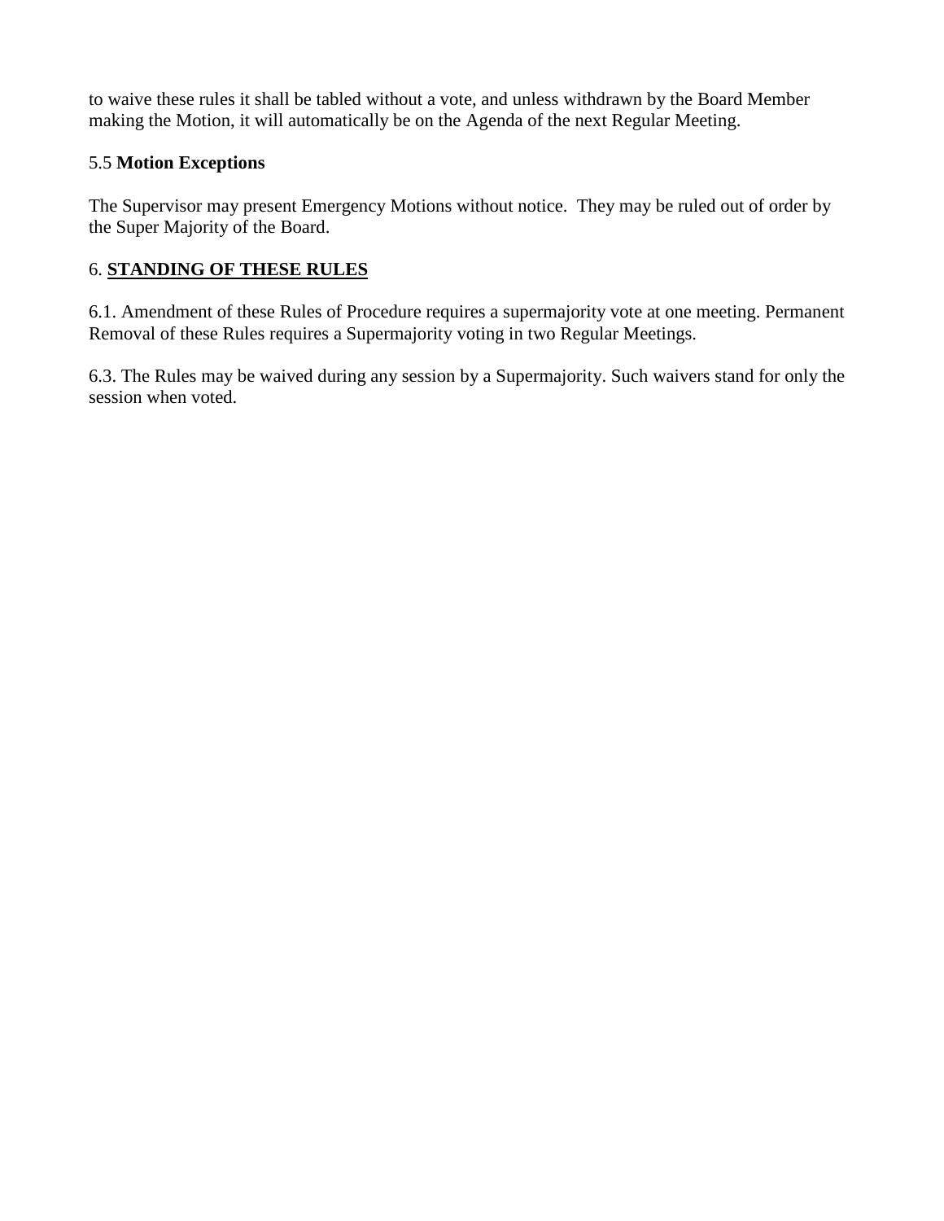to waive these rules it shall be tabled without a vote, and unless withdrawn by the Board Member making the Motion, it will automatically be on the Agenda of the next Regular Meeting.

5.5 **Motion Exceptions**

The Supervisor may present Emergency Motions without notice. They may be ruled out of order by the Super Majority of the Board.

## 6. **STANDING OF THESE RULES**

6.1. Amendment of these Rules of Procedure requires a supermajority vote at one meeting. Permanent Removal of these Rules requires a Supermajority voting in two Regular Meetings.

6.3. The Rules may be waived during any session by a Supermajority. Such waivers stand for only the session when voted.